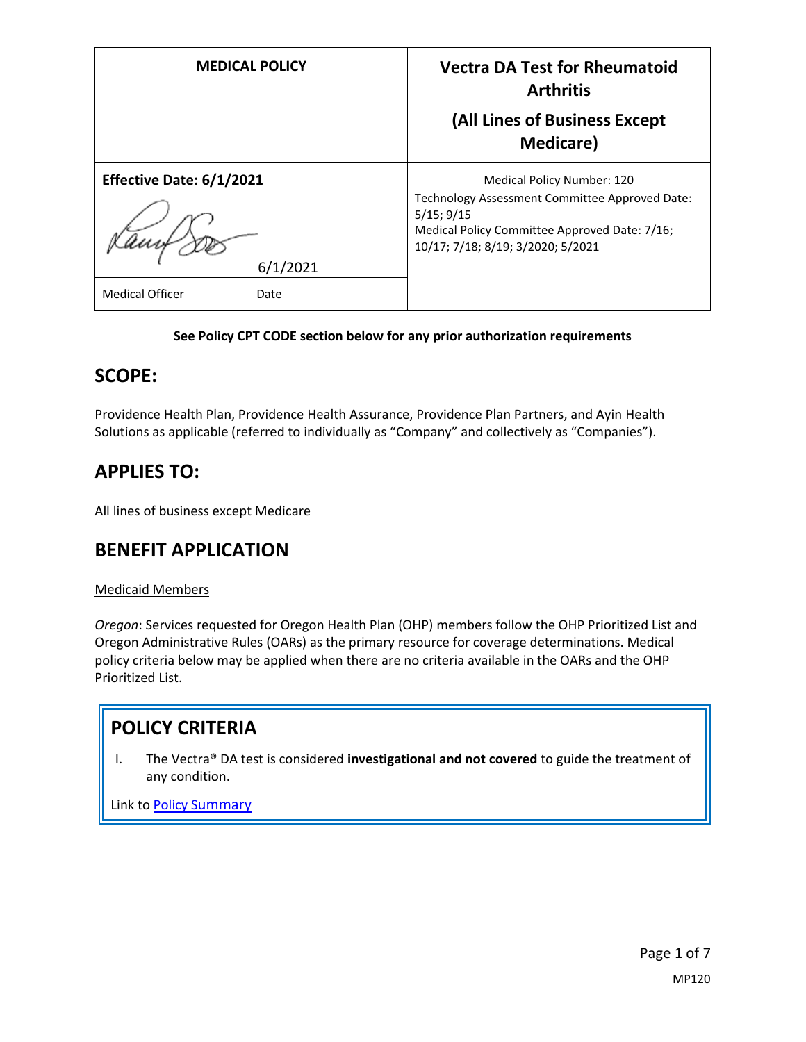| MEDICAL POLICY | Vectra DA Test for Rheumatoid Arthritis (All Lines of Business Except Medicare) |
| --- | --- |
| **Effective Date: 6/1/2021** | Medical Policy Number: 120 |
| 6/1/2021 | Technology Assessment Committee Approved Date: 5/15; 9/15 Medical Policy Committee Approved Date: 7/16; 10/17; 7/18; 8/19; 3/2020; 5/2021 |
| Medical Officer Date | |

**See Policy CPT CODE section below for any prior authorization requirements**

## SCOPE:

Providence Health Plan, Providence Health Assurance, Providence Plan Partners, and Ayin Health Solutions as applicable (referred to individually as "Company" and collectively as "Companies").

## APPLIES TO:

All lines of business except Medicare

## BENEFIT APPLICATION

Medicaid Members

*Oregon*: Services requested for Oregon Health Plan (OHP) members follow the OHP Prioritized List and Oregon Administrative Rules (OARs) as the primary resource for coverage determinations. Medical policy criteria below may be applied when there are no criteria available in the OARs and the OHP Prioritized List.

## POLICY CRITERIA

I. The Vectra® DA test is considered **investigational and not covered** to guide the treatment of any condition.

Link to Policy Summary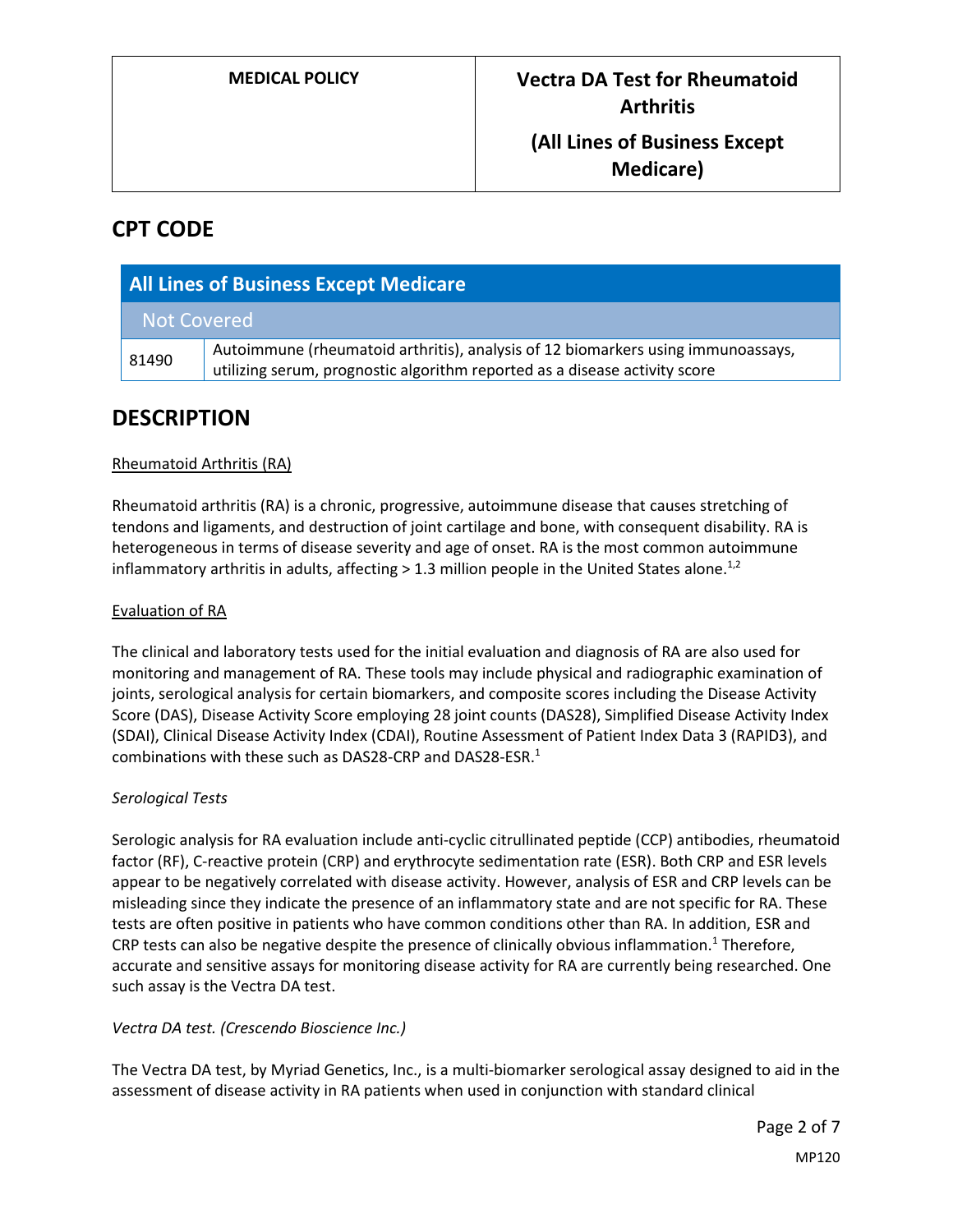| MEDICAL POLICY | Vectra DA Test for Rheumatoid Arthritis (All Lines of Business Except Medicare) |
|---|---|

## CPT CODE

| All Lines of Business Except Medicare | |
|---|---|
| Not Covered | |
| 81490 | Autoimmune (rheumatoid arthritis), analysis of 12 biomarkers using immunoassays, utilizing serum, prognostic algorithm reported as a disease activity score |

## DESCRIPTION

Rheumatoid Arthritis (RA)

Rheumatoid arthritis (RA) is a chronic, progressive, autoimmune disease that causes stretching of tendons and ligaments, and destruction of joint cartilage and bone, with consequent disability. RA is heterogeneous in terms of disease severity and age of onset. RA is the most common autoimmune inflammatory arthritis in adults, affecting > 1.3 million people in the United States alone.[1,2]

Evaluation of RA

The clinical and laboratory tests used for the initial evaluation and diagnosis of RA are also used for monitoring and management of RA. These tools may include physical and radiographic examination of joints, serological analysis for certain biomarkers, and composite scores including the Disease Activity Score (DAS), Disease Activity Score employing 28 joint counts (DAS28), Simplified Disease Activity Index (SDAI), Clinical Disease Activity Index (CDAI), Routine Assessment of Patient Index Data 3 (RAPID3), and combinations with these such as DAS28-CRP and DAS28-ESR.[1]

*Serological Tests*

Serologic analysis for RA evaluation include anti-cyclic citrullinated peptide (CCP) antibodies, rheumatoid factor (RF), C-reactive protein (CRP) and erythrocyte sedimentation rate (ESR). Both CRP and ESR levels appear to be negatively correlated with disease activity. However, analysis of ESR and CRP levels can be misleading since they indicate the presence of an inflammatory state and are not specific for RA. These tests are often positive in patients who have common conditions other than RA. In addition, ESR and CRP tests can also be negative despite the presence of clinically obvious inflammation.[1] Therefore, accurate and sensitive assays for monitoring disease activity for RA are currently being researched. One such assay is the Vectra DA test.

*Vectra DA test. (Crescendo Bioscience Inc.)*

The Vectra DA test, by Myriad Genetics, Inc., is a multi-biomarker serological assay designed to aid in the assessment of disease activity in RA patients when used in conjunction with standard clinical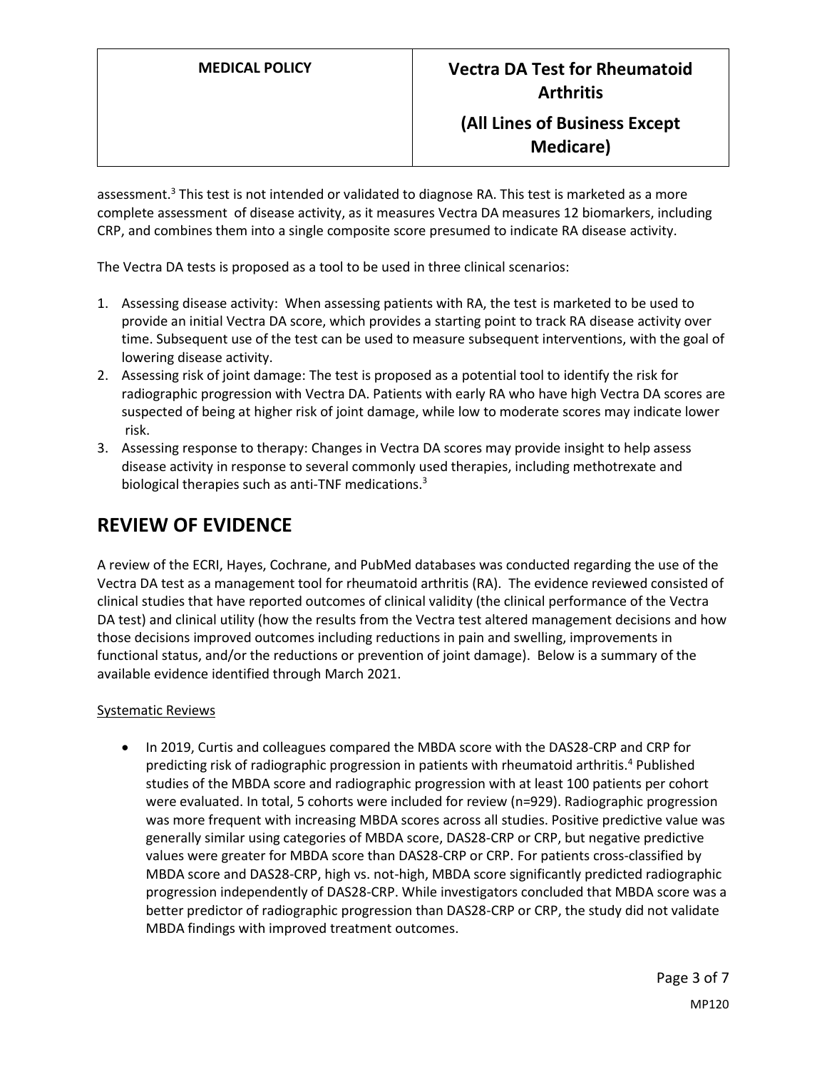assessment.[3] This test is not intended or validated to diagnose RA. This test is marketed as a more complete assessment of disease activity, as it measures Vectra DA measures 12 biomarkers, including CRP, and combines them into a single composite score presumed to indicate RA disease activity.

The Vectra DA tests is proposed as a tool to be used in three clinical scenarios:

1. Assessing disease activity: When assessing patients with RA, the test is marketed to be used to provide an initial Vectra DA score, which provides a starting point to track RA disease activity over time. Subsequent use of the test can be used to measure subsequent interventions, with the goal of lowering disease activity.
2. Assessing risk of joint damage: The test is proposed as a potential tool to identify the risk for radiographic progression with Vectra DA. Patients with early RA who have high Vectra DA scores are suspected of being at higher risk of joint damage, while low to moderate scores may indicate lower risk.
3. Assessing response to therapy: Changes in Vectra DA scores may provide insight to help assess disease activity in response to several commonly used therapies, including methotrexate and biological therapies such as anti-TNF medications.[3]

# REVIEW OF EVIDENCE

A review of the ECRI, Hayes, Cochrane, and PubMed databases was conducted regarding the use of the Vectra DA test as a management tool for rheumatoid arthritis (RA). The evidence reviewed consisted of clinical studies that have reported outcomes of clinical validity (the clinical performance of the Vectra DA test) and clinical utility (how the results from the Vectra test altered management decisions and how those decisions improved outcomes including reductions in pain and swelling, improvements in functional status, and/or the reductions or prevention of joint damage). Below is a summary of the available evidence identified through March 2021.

Systematic Reviews

- In 2019, Curtis and colleagues compared the MBDA score with the DAS28-CRP and CRP for predicting risk of radiographic progression in patients with rheumatoid arthritis.[4] Published studies of the MBDA score and radiographic progression with at least 100 patients per cohort were evaluated. In total, 5 cohorts were included for review (n=929). Radiographic progression was more frequent with increasing MBDA scores across all studies. Positive predictive value was generally similar using categories of MBDA score, DAS28-CRP or CRP, but negative predictive values were greater for MBDA score than DAS28-CRP or CRP. For patients cross-classified by MBDA score and DAS28-CRP, high vs. not-high, MBDA score significantly predicted radiographic progression independently of DAS28-CRP. While investigators concluded that MBDA score was a better predictor of radiographic progression than DAS28-CRP or CRP, the study did not validate MBDA findings with improved treatment outcomes.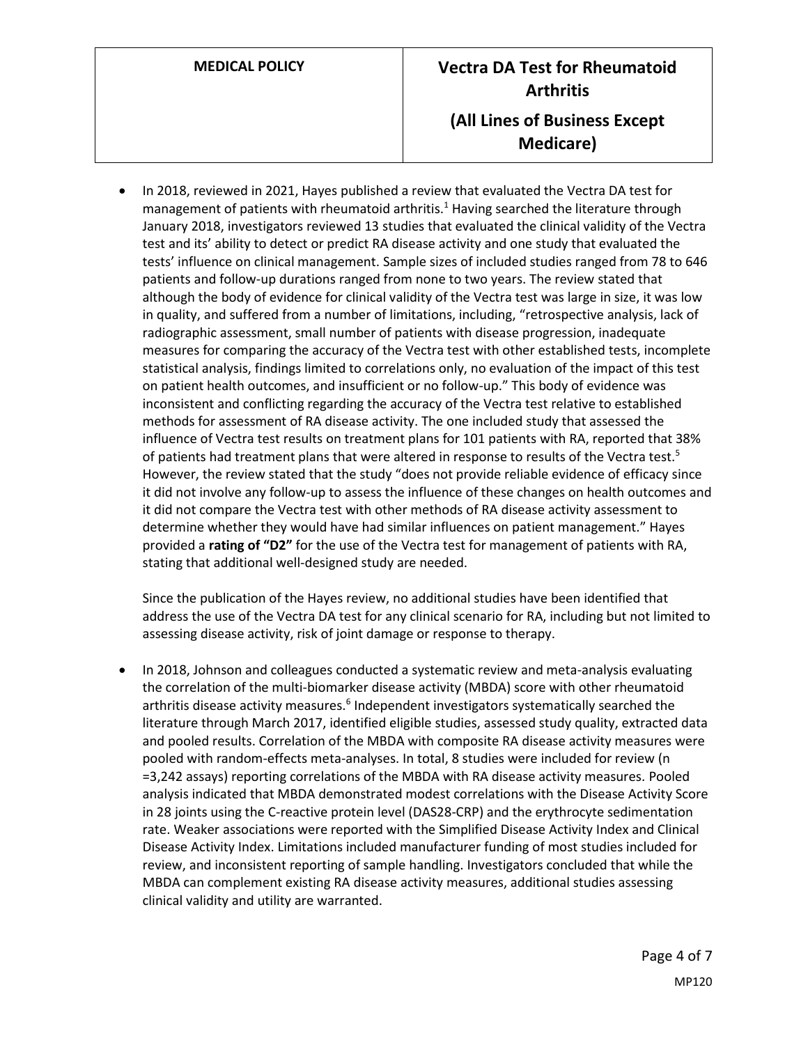- In 2018, reviewed in 2021, Hayes published a review that evaluated the Vectra DA test for management of patients with rheumatoid arthritis.[1] Having searched the literature through January 2018, investigators reviewed 13 studies that evaluated the clinical validity of the Vectra test and its' ability to detect or predict RA disease activity and one study that evaluated the tests' influence on clinical management. Sample sizes of included studies ranged from 78 to 646 patients and follow-up durations ranged from none to two years. The review stated that although the body of evidence for clinical validity of the Vectra test was large in size, it was low in quality, and suffered from a number of limitations, including, "retrospective analysis, lack of radiographic assessment, small number of patients with disease progression, inadequate measures for comparing the accuracy of the Vectra test with other established tests, incomplete statistical analysis, findings limited to correlations only, no evaluation of the impact of this test on patient health outcomes, and insufficient or no follow-up." This body of evidence was inconsistent and conflicting regarding the accuracy of the Vectra test relative to established methods for assessment of RA disease activity. The one included study that assessed the influence of Vectra test results on treatment plans for 101 patients with RA, reported that 38% of patients had treatment plans that were altered in response to results of the Vectra test.[5] However, the review stated that the study "does not provide reliable evidence of efficacy since it did not involve any follow-up to assess the influence of these changes on health outcomes and it did not compare the Vectra test with other methods of RA disease activity assessment to determine whether they would have had similar influences on patient management." Hayes provided a **rating of "D2"** for the use of the Vectra test for management of patients with RA, stating that additional well-designed study are needed.

  Since the publication of the Hayes review, no additional studies have been identified that address the use of the Vectra DA test for any clinical scenario for RA, including but not limited to assessing disease activity, risk of joint damage or response to therapy.

- In 2018, Johnson and colleagues conducted a systematic review and meta-analysis evaluating the correlation of the multi-biomarker disease activity (MBDA) score with other rheumatoid arthritis disease activity measures.[6] Independent investigators systematically searched the literature through March 2017, identified eligible studies, assessed study quality, extracted data and pooled results. Correlation of the MBDA with composite RA disease activity measures were pooled with random-effects meta-analyses. In total, 8 studies were included for review (n =3,242 assays) reporting correlations of the MBDA with RA disease activity measures. Pooled analysis indicated that MBDA demonstrated modest correlations with the Disease Activity Score in 28 joints using the C-reactive protein level (DAS28-CRP) and the erythrocyte sedimentation rate. Weaker associations were reported with the Simplified Disease Activity Index and Clinical Disease Activity Index. Limitations included manufacturer funding of most studies included for review, and inconsistent reporting of sample handling. Investigators concluded that while the MBDA can complement existing RA disease activity measures, additional studies assessing clinical validity and utility are warranted.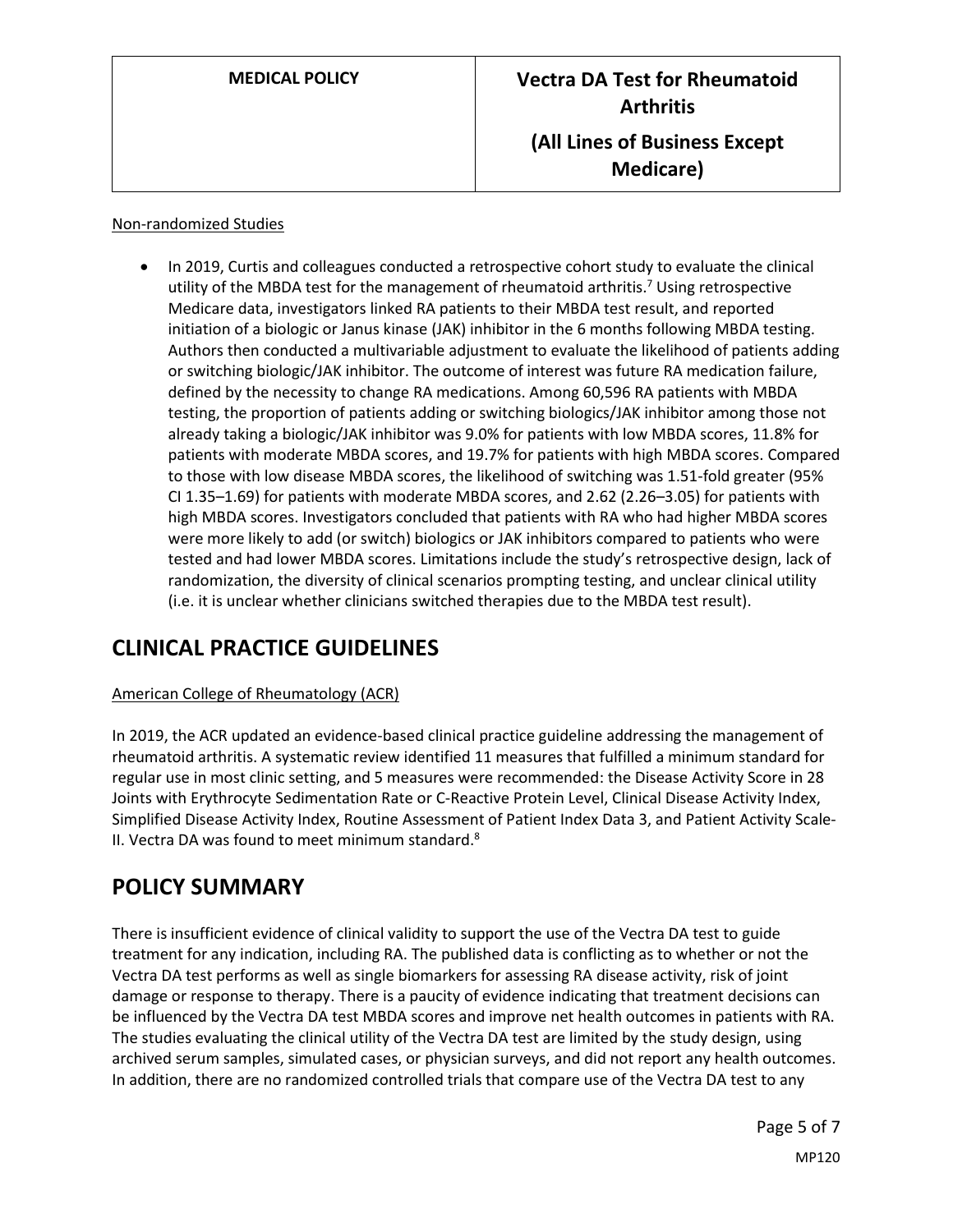Non-randomized Studies

- In 2019, Curtis and colleagues conducted a retrospective cohort study to evaluate the clinical utility of the MBDA test for the management of rheumatoid arthritis.[7] Using retrospective Medicare data, investigators linked RA patients to their MBDA test result, and reported initiation of a biologic or Janus kinase (JAK) inhibitor in the 6 months following MBDA testing. Authors then conducted a multivariable adjustment to evaluate the likelihood of patients adding or switching biologic/JAK inhibitor. The outcome of interest was future RA medication failure, defined by the necessity to change RA medications. Among 60,596 RA patients with MBDA testing, the proportion of patients adding or switching biologics/JAK inhibitor among those not already taking a biologic/JAK inhibitor was 9.0% for patients with low MBDA scores, 11.8% for patients with moderate MBDA scores, and 19.7% for patients with high MBDA scores. Compared to those with low disease MBDA scores, the likelihood of switching was 1.51-fold greater (95% CI 1.35–1.69) for patients with moderate MBDA scores, and 2.62 (2.26–3.05) for patients with high MBDA scores. Investigators concluded that patients with RA who had higher MBDA scores were more likely to add (or switch) biologics or JAK inhibitors compared to patients who were tested and had lower MBDA scores. Limitations include the study's retrospective design, lack of randomization, the diversity of clinical scenarios prompting testing, and unclear clinical utility (i.e. it is unclear whether clinicians switched therapies due to the MBDA test result).

# CLINICAL PRACTICE GUIDELINES

American College of Rheumatology (ACR)

In 2019, the ACR updated an evidence-based clinical practice guideline addressing the management of rheumatoid arthritis. A systematic review identified 11 measures that fulfilled a minimum standard for regular use in most clinic setting, and 5 measures were recommended: the Disease Activity Score in 28 Joints with Erythrocyte Sedimentation Rate or C-Reactive Protein Level, Clinical Disease Activity Index, Simplified Disease Activity Index, Routine Assessment of Patient Index Data 3, and Patient Activity Scale-II. Vectra DA was found to meet minimum standard.[8]

# POLICY SUMMARY

There is insufficient evidence of clinical validity to support the use of the Vectra DA test to guide treatment for any indication, including RA. The published data is conflicting as to whether or not the Vectra DA test performs as well as single biomarkers for assessing RA disease activity, risk of joint damage or response to therapy. There is a paucity of evidence indicating that treatment decisions can be influenced by the Vectra DA test MBDA scores and improve net health outcomes in patients with RA. The studies evaluating the clinical utility of the Vectra DA test are limited by the study design, using archived serum samples, simulated cases, or physician surveys, and did not report any health outcomes. In addition, there are no randomized controlled trials that compare use of the Vectra DA test to any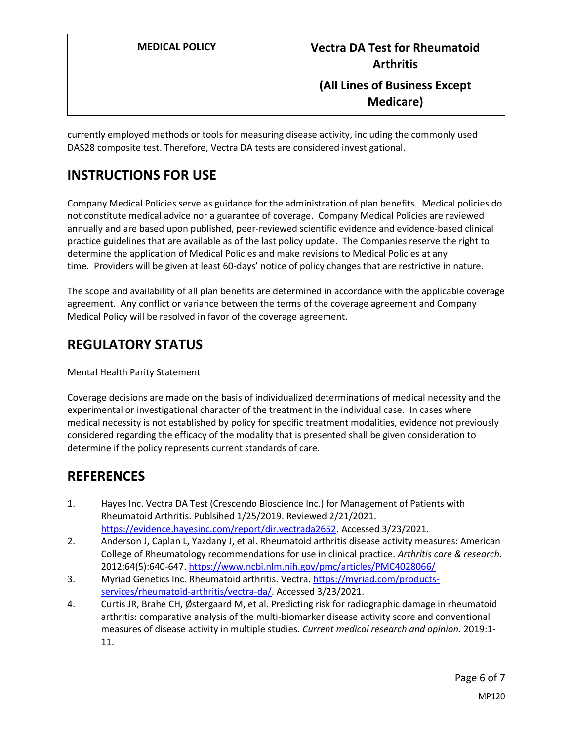currently employed methods or tools for measuring disease activity, including the commonly used DAS28 composite test. Therefore, Vectra DA tests are considered investigational.

# INSTRUCTIONS FOR USE

Company Medical Policies serve as guidance for the administration of plan benefits. Medical policies do not constitute medical advice nor a guarantee of coverage. Company Medical Policies are reviewed annually and are based upon published, peer-reviewed scientific evidence and evidence-based clinical practice guidelines that are available as of the last policy update. The Companies reserve the right to determine the application of Medical Policies and make revisions to Medical Policies at any time. Providers will be given at least 60-days' notice of policy changes that are restrictive in nature.

The scope and availability of all plan benefits are determined in accordance with the applicable coverage agreement. Any conflict or variance between the terms of the coverage agreement and Company Medical Policy will be resolved in favor of the coverage agreement.

# REGULATORY STATUS

Mental Health Parity Statement

Coverage decisions are made on the basis of individualized determinations of medical necessity and the experimental or investigational character of the treatment in the individual case. In cases where medical necessity is not established by policy for specific treatment modalities, evidence not previously considered regarding the efficacy of the modality that is presented shall be given consideration to determine if the policy represents current standards of care.

# REFERENCES

1. Hayes Inc. Vectra DA Test (Crescendo Bioscience Inc.) for Management of Patients with Rheumatoid Arthritis. Publsihed 1/25/2019. Reviewed 2/21/2021. https://evidence.hayesinc.com/report/dir.vectrada2652. Accessed 3/23/2021.
2. Anderson J, Caplan L, Yazdany J, et al. Rheumatoid arthritis disease activity measures: American College of Rheumatology recommendations for use in clinical practice. *Arthritis care & research.* 2012;64(5):640-647. https://www.ncbi.nlm.nih.gov/pmc/articles/PMC4028066/
3. Myriad Genetics Inc. Rheumatoid arthritis. Vectra. https://myriad.com/products-services/rheumatoid-arthritis/vectra-da/. Accessed 3/23/2021.
4. Curtis JR, Brahe CH, Østergaard M, et al. Predicting risk for radiographic damage in rheumatoid arthritis: comparative analysis of the multi-biomarker disease activity score and conventional measures of disease activity in multiple studies. *Current medical research and opinion.* 2019:1-11.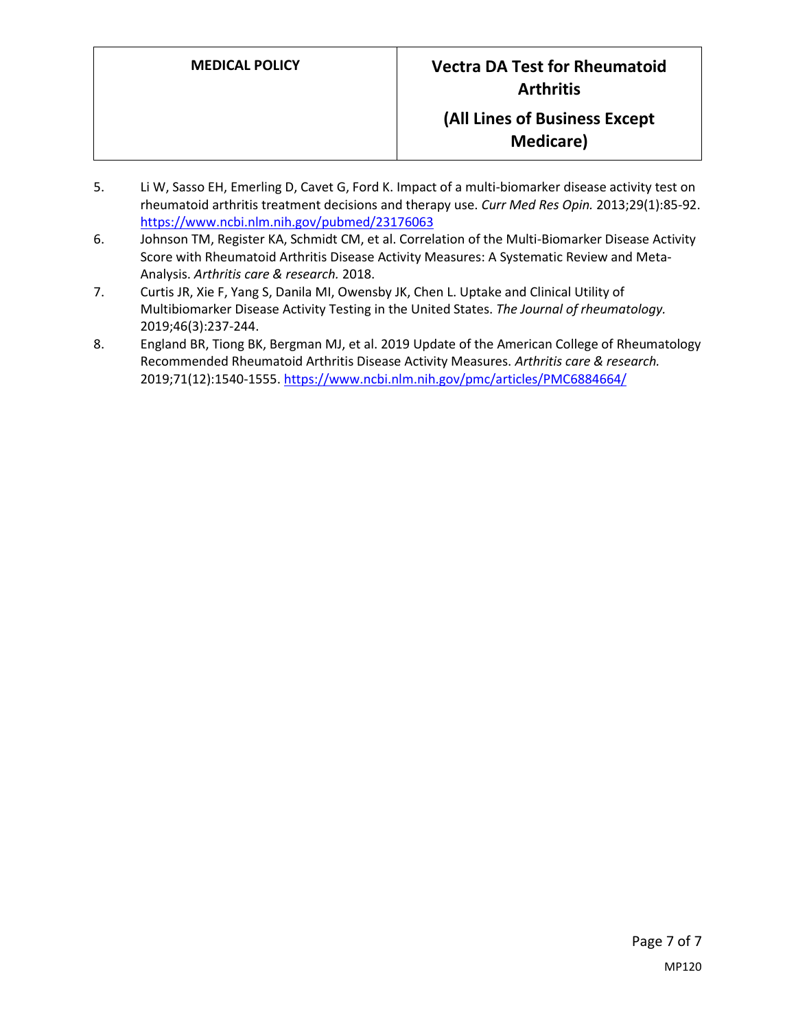5. Li W, Sasso EH, Emerling D, Cavet G, Ford K. Impact of a multi-biomarker disease activity test on rheumatoid arthritis treatment decisions and therapy use. *Curr Med Res Opin.* 2013;29(1):85-92. https://www.ncbi.nlm.nih.gov/pubmed/23176063
6. Johnson TM, Register KA, Schmidt CM, et al. Correlation of the Multi-Biomarker Disease Activity Score with Rheumatoid Arthritis Disease Activity Measures: A Systematic Review and Meta-Analysis. *Arthritis care & research.* 2018.
7. Curtis JR, Xie F, Yang S, Danila MI, Owensby JK, Chen L. Uptake and Clinical Utility of Multibiomarker Disease Activity Testing in the United States. *The Journal of rheumatology.* 2019;46(3):237-244.
8. England BR, Tiong BK, Bergman MJ, et al. 2019 Update of the American College of Rheumatology Recommended Rheumatoid Arthritis Disease Activity Measures. *Arthritis care & research.* 2019;71(12):1540-1555. https://www.ncbi.nlm.nih.gov/pmc/articles/PMC6884664/